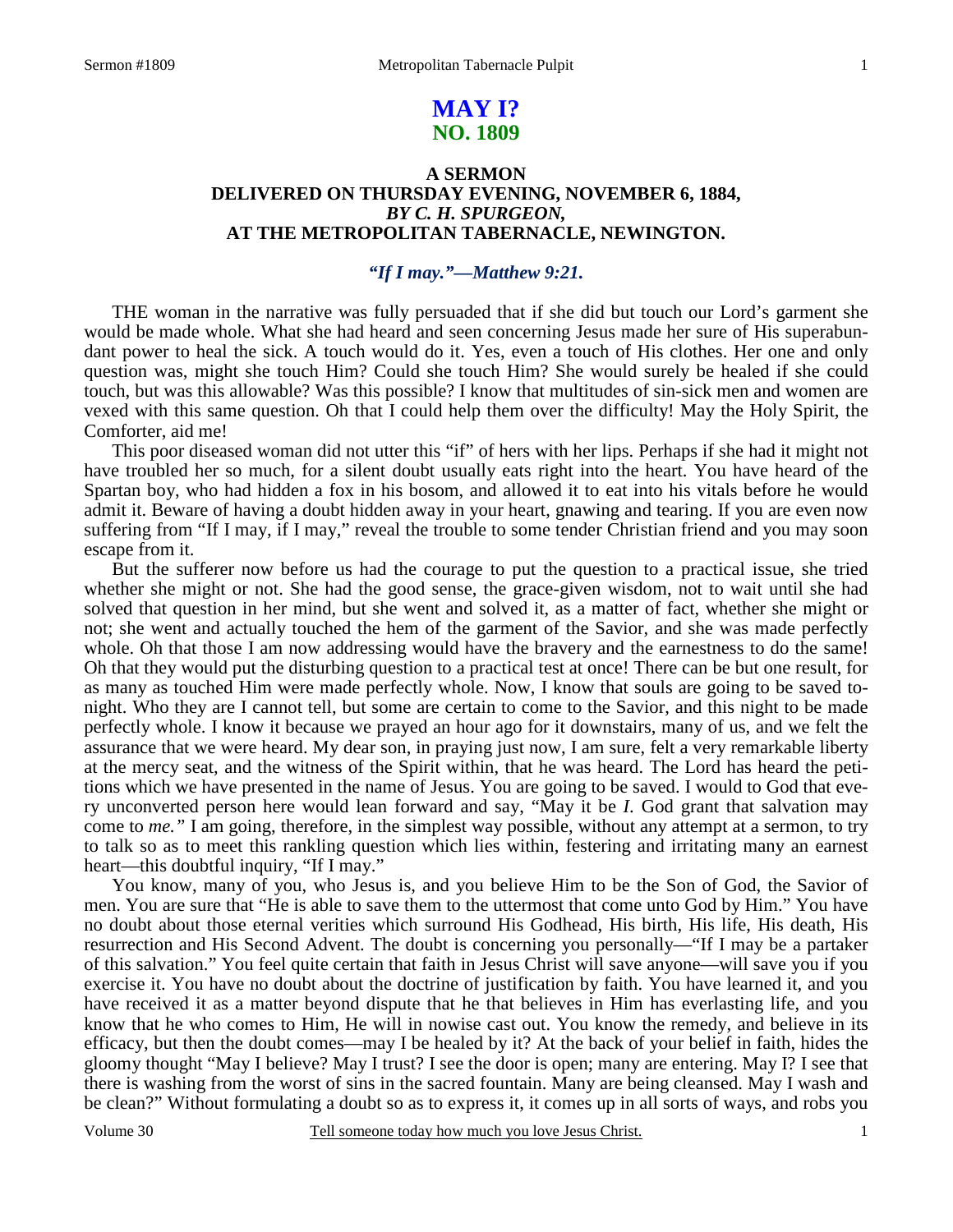# MAY I?
## NO. 1809

### A SERMON
### DELIVERED ON THURSDAY EVENING, NOVEMBER 6, 1884,
### *BY C. H. SPURGEON,*
### AT THE METROPOLITAN TABERNACLE, NEWINGTON.

***"If I may."—Matthew 9:21.***

THE woman in the narrative was fully persuaded that if she did but touch our Lord's garment she would be made whole. What she had heard and seen concerning Jesus made her sure of His superabundant power to heal the sick. A touch would do it. Yes, even a touch of His clothes. Her one and only question was, might she touch Him? Could she touch Him? She would surely be healed if she could touch, but was this allowable? Was this possible? I know that multitudes of sin-sick men and women are vexed with this same question. Oh that I could help them over the difficulty! May the Holy Spirit, the Comforter, aid me!

This poor diseased woman did not utter this "if" of hers with her lips. Perhaps if she had it might not have troubled her so much, for a silent doubt usually eats right into the heart. You have heard of the Spartan boy, who had hidden a fox in his bosom, and allowed it to eat into his vitals before he would admit it. Beware of having a doubt hidden away in your heart, gnawing and tearing. If you are even now suffering from "If I may, if I may," reveal the trouble to some tender Christian friend and you may soon escape from it.

But the sufferer now before us had the courage to put the question to a practical issue, she tried whether she might or not. She had the good sense, the grace-given wisdom, not to wait until she had solved that question in her mind, but she went and solved it, as a matter of fact, whether she might or not; she went and actually touched the hem of the garment of the Savior, and she was made perfectly whole. Oh that those I am now addressing would have the bravery and the earnestness to do the same! Oh that they would put the disturbing question to a practical test at once! There can be but one result, for as many as touched Him were made perfectly whole. Now, I know that souls are going to be saved tonight. Who they are I cannot tell, but some are certain to come to the Savior, and this night to be made perfectly whole. I know it because we prayed an hour ago for it downstairs, many of us, and we felt the assurance that we were heard. My dear son, in praying just now, I am sure, felt a very remarkable liberty at the mercy seat, and the witness of the Spirit within, that he was heard. The Lord has heard the petitions which we have presented in the name of Jesus. You are going to be saved. I would to God that every unconverted person here would lean forward and say, "May it be *I*. God grant that salvation may come to *me."* I am going, therefore, in the simplest way possible, without any attempt at a sermon, to try to talk so as to meet this rankling question which lies within, festering and irritating many an earnest heart—this doubtful inquiry, "If I may."

You know, many of you, who Jesus is, and you believe Him to be the Son of God, the Savior of men. You are sure that "He is able to save them to the uttermost that come unto God by Him." You have no doubt about those eternal verities which surround His Godhead, His birth, His life, His death, His resurrection and His Second Advent. The doubt is concerning you personally—"If I may be a partaker of this salvation." You feel quite certain that faith in Jesus Christ will save anyone—will save you if you exercise it. You have no doubt about the doctrine of justification by faith. You have learned it, and you have received it as a matter beyond dispute that he that believes in Him has everlasting life, and you know that he who comes to Him, He will in nowise cast out. You know the remedy, and believe in its efficacy, but then the doubt comes—may I be healed by it? At the back of your belief in faith, hides the gloomy thought "May I believe? May I trust? I see the door is open; many are entering. May I? I see that there is washing from the worst of sins in the sacred fountain. Many are being cleansed. May I wash and be clean?" Without formulating a doubt so as to express it, it comes up in all sorts of ways, and robs you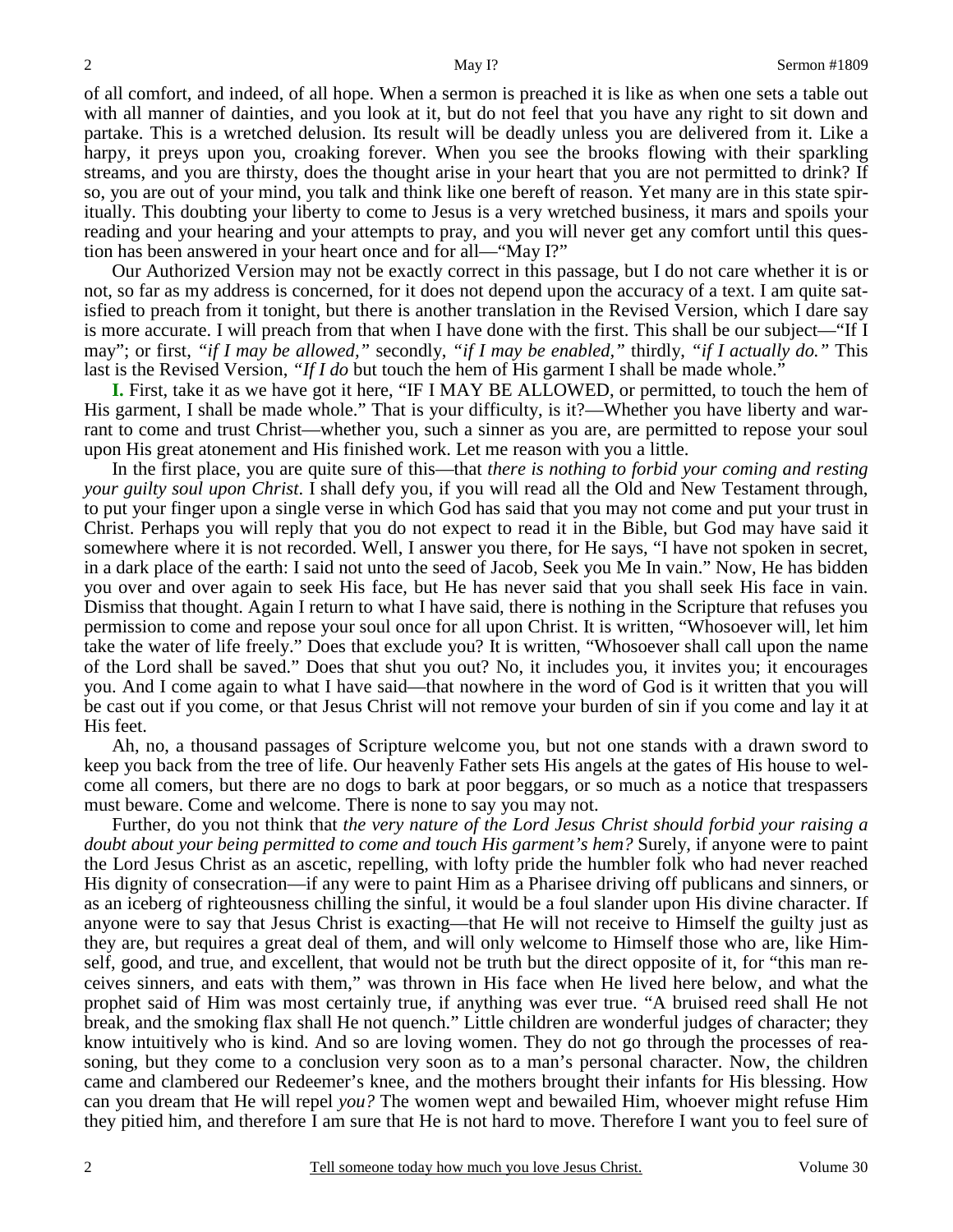of all comfort, and indeed, of all hope. When a sermon is preached it is like as when one sets a table out with all manner of dainties, and you look at it, but do not feel that you have any right to sit down and partake. This is a wretched delusion. Its result will be deadly unless you are delivered from it. Like a harpy, it preys upon you, croaking forever. When you see the brooks flowing with their sparkling streams, and you are thirsty, does the thought arise in your heart that you are not permitted to drink? If so, you are out of your mind, you talk and think like one bereft of reason. Yet many are in this state spiritually. This doubting your liberty to come to Jesus is a very wretched business, it mars and spoils your reading and your hearing and your attempts to pray, and you will never get any comfort until this question has been answered in your heart once and for all—"May I?"

Our Authorized Version may not be exactly correct in this passage, but I do not care whether it is or not, so far as my address is concerned, for it does not depend upon the accuracy of a text. I am quite satisfied to preach from it tonight, but there is another translation in the Revised Version, which I dare say is more accurate. I will preach from that when I have done with the first. This shall be our subject—"If I may"; or first, *"if I may be allowed,"* secondly, *"if I may be enabled,"* thirdly, *"if I actually do."* This last is the Revised Version, *"If I do* but touch the hem of His garment I shall be made whole."

**I.** First, take it as we have got it here, "IF I MAY BE ALLOWED, or permitted, to touch the hem of His garment, I shall be made whole." That is your difficulty, is it?—Whether you have liberty and warrant to come and trust Christ—whether you, such a sinner as you are, are permitted to repose your soul upon His great atonement and His finished work. Let me reason with you a little.

In the first place, you are quite sure of this—that *there is nothing to forbid your coming and resting your guilty soul upon Christ*. I shall defy you, if you will read all the Old and New Testament through, to put your finger upon a single verse in which God has said that you may not come and put your trust in Christ. Perhaps you will reply that you do not expect to read it in the Bible, but God may have said it somewhere where it is not recorded. Well, I answer you there, for He says, "I have not spoken in secret, in a dark place of the earth: I said not unto the seed of Jacob, Seek you Me In vain." Now, He has bidden you over and over again to seek His face, but He has never said that you shall seek His face in vain. Dismiss that thought. Again I return to what I have said, there is nothing in the Scripture that refuses you permission to come and repose your soul once for all upon Christ. It is written, "Whosoever will, let him take the water of life freely." Does that exclude you? It is written, "Whosoever shall call upon the name of the Lord shall be saved." Does that shut you out? No, it includes you, it invites you; it encourages you. And I come again to what I have said—that nowhere in the word of God is it written that you will be cast out if you come, or that Jesus Christ will not remove your burden of sin if you come and lay it at His feet.

Ah, no, a thousand passages of Scripture welcome you, but not one stands with a drawn sword to keep you back from the tree of life. Our heavenly Father sets His angels at the gates of His house to welcome all comers, but there are no dogs to bark at poor beggars, or so much as a notice that trespassers must beware. Come and welcome. There is none to say you may not.

Further, do you not think that *the very nature of the Lord Jesus Christ should forbid your raising a doubt about your being permitted to come and touch His garment's hem?* Surely, if anyone were to paint the Lord Jesus Christ as an ascetic, repelling, with lofty pride the humbler folk who had never reached His dignity of consecration—if any were to paint Him as a Pharisee driving off publicans and sinners, or as an iceberg of righteousness chilling the sinful, it would be a foul slander upon His divine character. If anyone were to say that Jesus Christ is exacting—that He will not receive to Himself the guilty just as they are, but requires a great deal of them, and will only welcome to Himself those who are, like Himself, good, and true, and excellent, that would not be truth but the direct opposite of it, for "this man receives sinners, and eats with them," was thrown in His face when He lived here below, and what the prophet said of Him was most certainly true, if anything was ever true. "A bruised reed shall He not break, and the smoking flax shall He not quench." Little children are wonderful judges of character; they know intuitively who is kind. And so are loving women. They do not go through the processes of reasoning, but they come to a conclusion very soon as to a man's personal character. Now, the children came and clambered our Redeemer's knee, and the mothers brought their infants for His blessing. How can you dream that He will repel *you?* The women wept and bewailed Him, whoever might refuse Him they pitied him, and therefore I am sure that He is not hard to move. Therefore I want you to feel sure of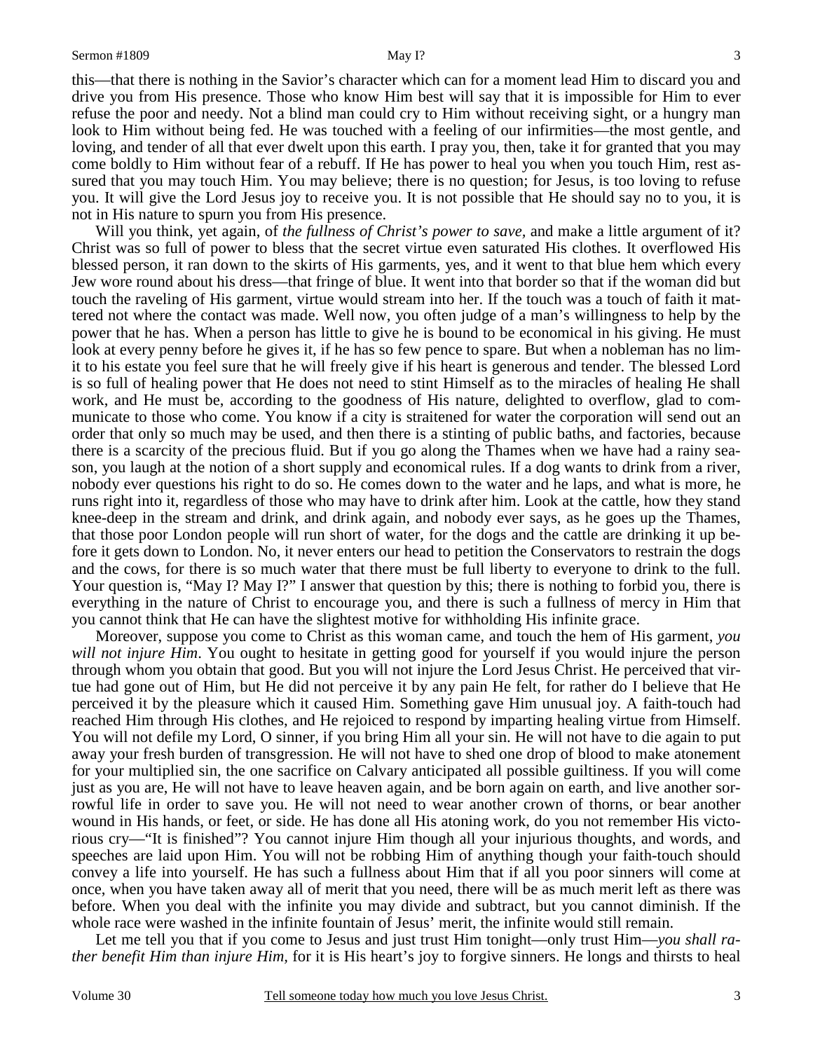this—that there is nothing in the Savior's character which can for a moment lead Him to discard you and drive you from His presence. Those who know Him best will say that it is impossible for Him to ever refuse the poor and needy. Not a blind man could cry to Him without receiving sight, or a hungry man look to Him without being fed. He was touched with a feeling of our infirmities—the most gentle, and loving, and tender of all that ever dwelt upon this earth. I pray you, then, take it for granted that you may come boldly to Him without fear of a rebuff. If He has power to heal you when you touch Him, rest assured that you may touch Him. You may believe; there is no question; for Jesus, is too loving to refuse you. It will give the Lord Jesus joy to receive you. It is not possible that He should say no to you, it is not in His nature to spurn you from His presence.

Will you think, yet again, of *the fullness of Christ's power to save,* and make a little argument of it? Christ was so full of power to bless that the secret virtue even saturated His clothes. It overflowed His blessed person, it ran down to the skirts of His garments, yes, and it went to that blue hem which every Jew wore round about his dress—that fringe of blue. It went into that border so that if the woman did but touch the raveling of His garment, virtue would stream into her. If the touch was a touch of faith it mattered not where the contact was made. Well now, you often judge of a man's willingness to help by the power that he has. When a person has little to give he is bound to be economical in his giving. He must look at every penny before he gives it, if he has so few pence to spare. But when a nobleman has no limit to his estate you feel sure that he will freely give if his heart is generous and tender. The blessed Lord is so full of healing power that He does not need to stint Himself as to the miracles of healing He shall work, and He must be, according to the goodness of His nature, delighted to overflow, glad to communicate to those who come. You know if a city is straitened for water the corporation will send out an order that only so much may be used, and then there is a stinting of public baths, and factories, because there is a scarcity of the precious fluid. But if you go along the Thames when we have had a rainy season, you laugh at the notion of a short supply and economical rules. If a dog wants to drink from a river, nobody ever questions his right to do so. He comes down to the water and he laps, and what is more, he runs right into it, regardless of those who may have to drink after him. Look at the cattle, how they stand knee-deep in the stream and drink, and drink again, and nobody ever says, as he goes up the Thames, that those poor London people will run short of water, for the dogs and the cattle are drinking it up before it gets down to London. No, it never enters our head to petition the Conservators to restrain the dogs and the cows, for there is so much water that there must be full liberty to everyone to drink to the full. Your question is, "May I? May I?" I answer that question by this; there is nothing to forbid you, there is everything in the nature of Christ to encourage you, and there is such a fullness of mercy in Him that you cannot think that He can have the slightest motive for withholding His infinite grace.

Moreover, suppose you come to Christ as this woman came, and touch the hem of His garment, *you will not injure Him*. You ought to hesitate in getting good for yourself if you would injure the person through whom you obtain that good. But you will not injure the Lord Jesus Christ. He perceived that virtue had gone out of Him, but He did not perceive it by any pain He felt, for rather do I believe that He perceived it by the pleasure which it caused Him. Something gave Him unusual joy. A faith-touch had reached Him through His clothes, and He rejoiced to respond by imparting healing virtue from Himself. You will not defile my Lord, O sinner, if you bring Him all your sin. He will not have to die again to put away your fresh burden of transgression. He will not have to shed one drop of blood to make atonement for your multiplied sin, the one sacrifice on Calvary anticipated all possible guiltiness. If you will come just as you are, He will not have to leave heaven again, and be born again on earth, and live another sorrowful life in order to save you. He will not need to wear another crown of thorns, or bear another wound in His hands, or feet, or side. He has done all His atoning work, do you not remember His victorious cry—"It is finished"? You cannot injure Him though all your injurious thoughts, and words, and speeches are laid upon Him. You will not be robbing Him of anything though your faith-touch should convey a life into yourself. He has such a fullness about Him that if all you poor sinners will come at once, when you have taken away all of merit that you need, there will be as much merit left as there was before. When you deal with the infinite you may divide and subtract, but you cannot diminish. If the whole race were washed in the infinite fountain of Jesus' merit, the infinite would still remain.

Let me tell you that if you come to Jesus and just trust Him tonight—only trust Him—*you shall rather benefit Him than injure Him,* for it is His heart's joy to forgive sinners. He longs and thirsts to heal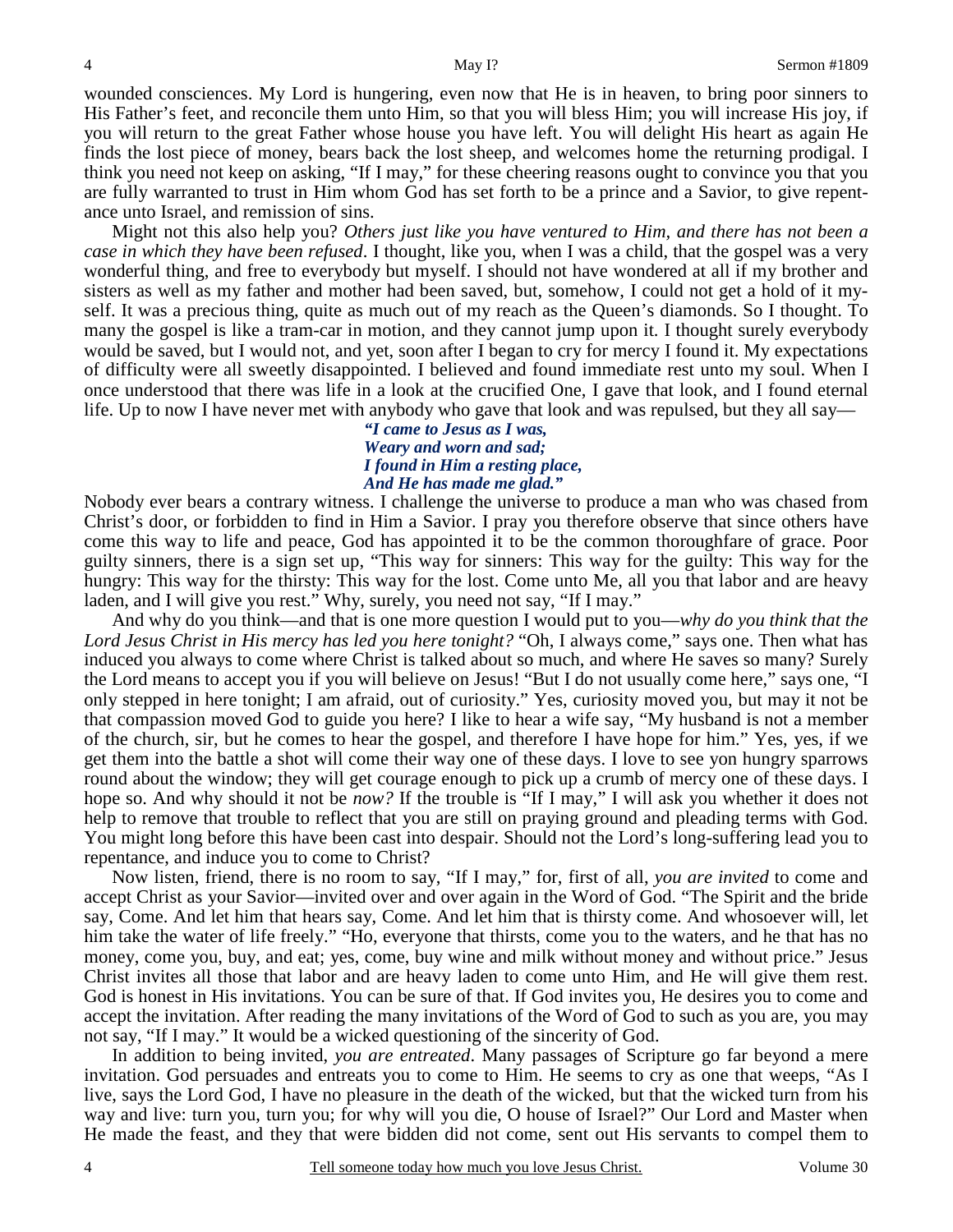wounded consciences. My Lord is hungering, even now that He is in heaven, to bring poor sinners to His Father's feet, and reconcile them unto Him, so that you will bless Him; you will increase His joy, if you will return to the great Father whose house you have left. You will delight His heart as again He finds the lost piece of money, bears back the lost sheep, and welcomes home the returning prodigal. I think you need not keep on asking, "If I may," for these cheering reasons ought to convince you that you are fully warranted to trust in Him whom God has set forth to be a prince and a Savior, to give repentance unto Israel, and remission of sins.

Might not this also help you? *Others just like you have ventured to Him, and there has not been a case in which they have been refused*. I thought, like you, when I was a child, that the gospel was a very wonderful thing, and free to everybody but myself. I should not have wondered at all if my brother and sisters as well as my father and mother had been saved, but, somehow, I could not get a hold of it myself. It was a precious thing, quite as much out of my reach as the Queen's diamonds. So I thought. To many the gospel is like a tram-car in motion, and they cannot jump upon it. I thought surely everybody would be saved, but I would not, and yet, soon after I began to cry for mercy I found it. My expectations of difficulty were all sweetly disappointed. I believed and found immediate rest unto my soul. When I once understood that there was life in a look at the crucified One, I gave that look, and I found eternal life. Up to now I have never met with anybody who gave that look and was repulsed, but they all say—

> ***"I came to Jesus as I was,***
> ***Weary and worn and sad;***
> ***I found in Him a resting place,***
> ***And He has made me glad."***

Nobody ever bears a contrary witness. I challenge the universe to produce a man who was chased from Christ's door, or forbidden to find in Him a Savior. I pray you therefore observe that since others have come this way to life and peace, God has appointed it to be the common thoroughfare of grace. Poor guilty sinners, there is a sign set up, "This way for sinners: This way for the guilty: This way for the hungry: This way for the thirsty: This way for the lost. Come unto Me, all you that labor and are heavy laden, and I will give you rest." Why, surely, you need not say, "If I may."

And why do you think—and that is one more question I would put to you—*why do you think that the Lord Jesus Christ in His mercy has led you here tonight?* "Oh, I always come," says one. Then what has induced you always to come where Christ is talked about so much, and where He saves so many? Surely the Lord means to accept you if you will believe on Jesus! "But I do not usually come here," says one, "I only stepped in here tonight; I am afraid, out of curiosity." Yes, curiosity moved you, but may it not be that compassion moved God to guide you here? I like to hear a wife say, "My husband is not a member of the church, sir, but he comes to hear the gospel, and therefore I have hope for him." Yes, yes, if we get them into the battle a shot will come their way one of these days. I love to see yon hungry sparrows round about the window; they will get courage enough to pick up a crumb of mercy one of these days. I hope so. And why should it not be *now?* If the trouble is "If I may," I will ask you whether it does not help to remove that trouble to reflect that you are still on praying ground and pleading terms with God. You might long before this have been cast into despair. Should not the Lord's long-suffering lead you to repentance, and induce you to come to Christ?

Now listen, friend, there is no room to say, "If I may," for, first of all, *you are invited* to come and accept Christ as your Savior—invited over and over again in the Word of God. "The Spirit and the bride say, Come. And let him that hears say, Come. And let him that is thirsty come. And whosoever will, let him take the water of life freely." "Ho, everyone that thirsts, come you to the waters, and he that has no money, come you, buy, and eat; yes, come, buy wine and milk without money and without price." Jesus Christ invites all those that labor and are heavy laden to come unto Him, and He will give them rest. God is honest in His invitations. You can be sure of that. If God invites you, He desires you to come and accept the invitation. After reading the many invitations of the Word of God to such as you are, you may not say, "If I may." It would be a wicked questioning of the sincerity of God.

In addition to being invited, *you are entreated*. Many passages of Scripture go far beyond a mere invitation. God persuades and entreats you to come to Him. He seems to cry as one that weeps, "As I live, says the Lord God, I have no pleasure in the death of the wicked, but that the wicked turn from his way and live: turn you, turn you; for why will you die, O house of Israel?" Our Lord and Master when He made the feast, and they that were bidden did not come, sent out His servants to compel them to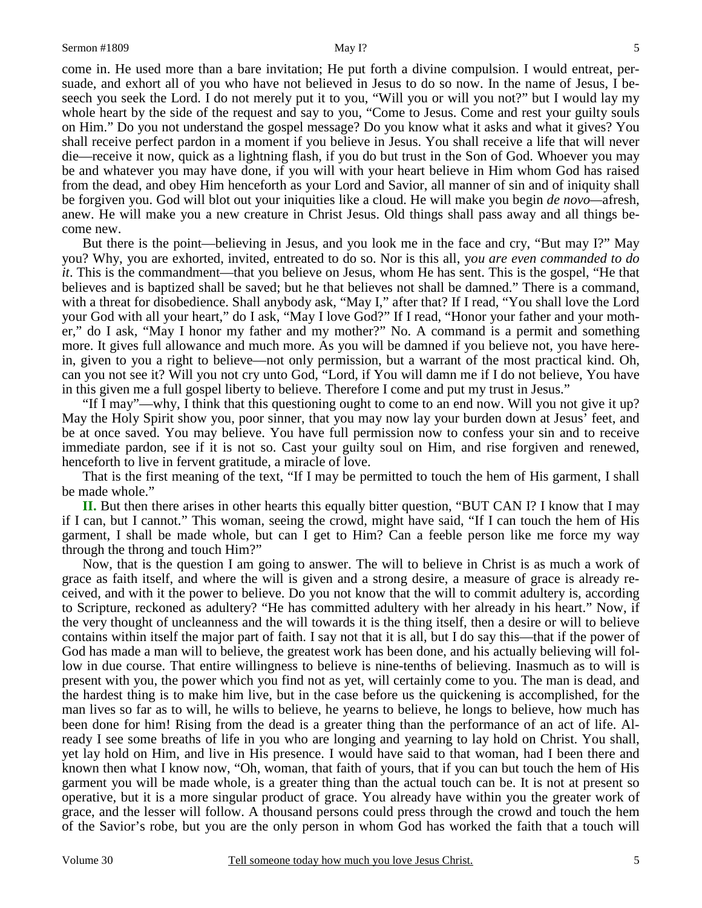come in. He used more than a bare invitation; He put forth a divine compulsion. I would entreat, persuade, and exhort all of you who have not believed in Jesus to do so now. In the name of Jesus, I beseech you seek the Lord. I do not merely put it to you, "Will you or will you not?" but I would lay my whole heart by the side of the request and say to you, "Come to Jesus. Come and rest your guilty souls on Him." Do you not understand the gospel message? Do you know what it asks and what it gives? You shall receive perfect pardon in a moment if you believe in Jesus. You shall receive a life that will never die—receive it now, quick as a lightning flash, if you do but trust in the Son of God. Whoever you may be and whatever you may have done, if you will with your heart believe in Him whom God has raised from the dead, and obey Him henceforth as your Lord and Savior, all manner of sin and of iniquity shall be forgiven you. God will blot out your iniquities like a cloud. He will make you begin *de novo*—afresh, anew. He will make you a new creature in Christ Jesus. Old things shall pass away and all things become new.

But there is the point—believing in Jesus, and you look me in the face and cry, "But may I?" May you? Why, you are exhorted, invited, entreated to do so. Nor is this all, y*ou are even commanded to do it*. This is the commandment—that you believe on Jesus, whom He has sent. This is the gospel, "He that believes and is baptized shall be saved; but he that believes not shall be damned." There is a command, with a threat for disobedience. Shall anybody ask, "May I," after that? If I read, "You shall love the Lord your God with all your heart," do I ask, "May I love God?" If I read, "Honor your father and your mother," do I ask, "May I honor my father and my mother?" No. A command is a permit and something more. It gives full allowance and much more. As you will be damned if you believe not, you have herein, given to you a right to believe—not only permission, but a warrant of the most practical kind. Oh, can you not see it? Will you not cry unto God, "Lord, if You will damn me if I do not believe, You have in this given me a full gospel liberty to believe. Therefore I come and put my trust in Jesus."

"If I may"—why, I think that this questioning ought to come to an end now. Will you not give it up? May the Holy Spirit show you, poor sinner, that you may now lay your burden down at Jesus' feet, and be at once saved. You may believe. You have full permission now to confess your sin and to receive immediate pardon, see if it is not so. Cast your guilty soul on Him, and rise forgiven and renewed, henceforth to live in fervent gratitude, a miracle of love.

That is the first meaning of the text, "If I may be permitted to touch the hem of His garment, I shall be made whole."

**II.** But then there arises in other hearts this equally bitter question, "BUT CAN I? I know that I may if I can, but I cannot." This woman, seeing the crowd, might have said, "If I can touch the hem of His garment, I shall be made whole, but can I get to Him? Can a feeble person like me force my way through the throng and touch Him?"

Now, that is the question I am going to answer. The will to believe in Christ is as much a work of grace as faith itself, and where the will is given and a strong desire, a measure of grace is already received, and with it the power to believe. Do you not know that the will to commit adultery is, according to Scripture, reckoned as adultery? "He has committed adultery with her already in his heart." Now, if the very thought of uncleanness and the will towards it is the thing itself, then a desire or will to believe contains within itself the major part of faith. I say not that it is all, but I do say this—that if the power of God has made a man will to believe, the greatest work has been done, and his actually believing will follow in due course. That entire willingness to believe is nine-tenths of believing. Inasmuch as to will is present with you, the power which you find not as yet, will certainly come to you. The man is dead, and the hardest thing is to make him live, but in the case before us the quickening is accomplished, for the man lives so far as to will, he wills to believe, he yearns to believe, he longs to believe, how much has been done for him! Rising from the dead is a greater thing than the performance of an act of life. Already I see some breaths of life in you who are longing and yearning to lay hold on Christ. You shall, yet lay hold on Him, and live in His presence. I would have said to that woman, had I been there and known then what I know now, "Oh, woman, that faith of yours, that if you can but touch the hem of His garment you will be made whole, is a greater thing than the actual touch can be. It is not at present so operative, but it is a more singular product of grace. You already have within you the greater work of grace, and the lesser will follow. A thousand persons could press through the crowd and touch the hem of the Savior's robe, but you are the only person in whom God has worked the faith that a touch will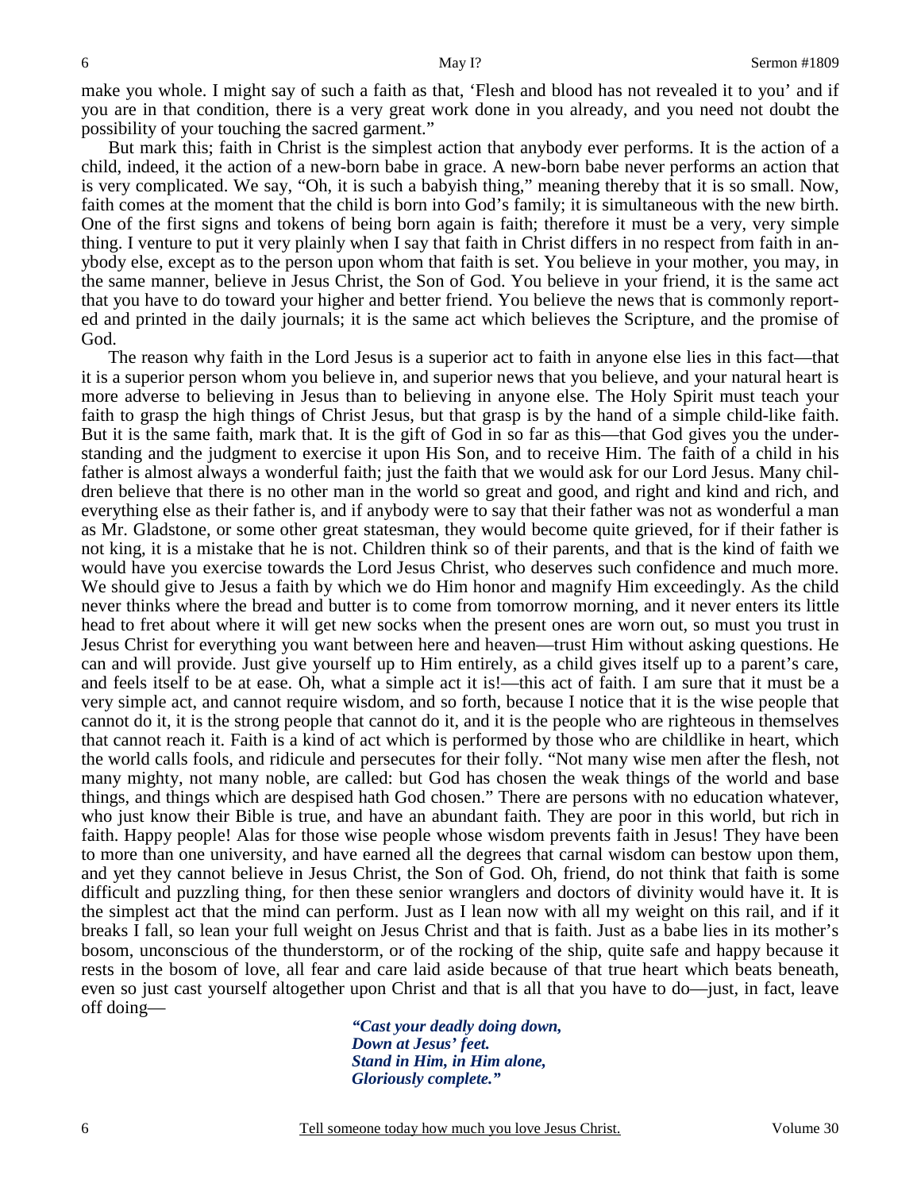make you whole. I might say of such a faith as that, 'Flesh and blood has not revealed it to you' and if you are in that condition, there is a very great work done in you already, and you need not doubt the possibility of your touching the sacred garment."

But mark this; faith in Christ is the simplest action that anybody ever performs. It is the action of a child, indeed, it the action of a new-born babe in grace. A new-born babe never performs an action that is very complicated. We say, "Oh, it is such a babyish thing," meaning thereby that it is so small. Now, faith comes at the moment that the child is born into God's family; it is simultaneous with the new birth. One of the first signs and tokens of being born again is faith; therefore it must be a very, very simple thing. I venture to put it very plainly when I say that faith in Christ differs in no respect from faith in anybody else, except as to the person upon whom that faith is set. You believe in your mother, you may, in the same manner, believe in Jesus Christ, the Son of God. You believe in your friend, it is the same act that you have to do toward your higher and better friend. You believe the news that is commonly reported and printed in the daily journals; it is the same act which believes the Scripture, and the promise of God.

The reason why faith in the Lord Jesus is a superior act to faith in anyone else lies in this fact—that it is a superior person whom you believe in, and superior news that you believe, and your natural heart is more adverse to believing in Jesus than to believing in anyone else. The Holy Spirit must teach your faith to grasp the high things of Christ Jesus, but that grasp is by the hand of a simple child-like faith. But it is the same faith, mark that. It is the gift of God in so far as this—that God gives you the understanding and the judgment to exercise it upon His Son, and to receive Him. The faith of a child in his father is almost always a wonderful faith; just the faith that we would ask for our Lord Jesus. Many children believe that there is no other man in the world so great and good, and right and kind and rich, and everything else as their father is, and if anybody were to say that their father was not as wonderful a man as Mr. Gladstone, or some other great statesman, they would become quite grieved, for if their father is not king, it is a mistake that he is not. Children think so of their parents, and that is the kind of faith we would have you exercise towards the Lord Jesus Christ, who deserves such confidence and much more. We should give to Jesus a faith by which we do Him honor and magnify Him exceedingly. As the child never thinks where the bread and butter is to come from tomorrow morning, and it never enters its little head to fret about where it will get new socks when the present ones are worn out, so must you trust in Jesus Christ for everything you want between here and heaven—trust Him without asking questions. He can and will provide. Just give yourself up to Him entirely, as a child gives itself up to a parent's care, and feels itself to be at ease. Oh, what a simple act it is!—this act of faith. I am sure that it must be a very simple act, and cannot require wisdom, and so forth, because I notice that it is the wise people that cannot do it, it is the strong people that cannot do it, and it is the people who are righteous in themselves that cannot reach it. Faith is a kind of act which is performed by those who are childlike in heart, which the world calls fools, and ridicule and persecutes for their folly. "Not many wise men after the flesh, not many mighty, not many noble, are called: but God has chosen the weak things of the world and base things, and things which are despised hath God chosen." There are persons with no education whatever, who just know their Bible is true, and have an abundant faith. They are poor in this world, but rich in faith. Happy people! Alas for those wise people whose wisdom prevents faith in Jesus! They have been to more than one university, and have earned all the degrees that carnal wisdom can bestow upon them, and yet they cannot believe in Jesus Christ, the Son of God. Oh, friend, do not think that faith is some difficult and puzzling thing, for then these senior wranglers and doctors of divinity would have it. It is the simplest act that the mind can perform. Just as I lean now with all my weight on this rail, and if it breaks I fall, so lean your full weight on Jesus Christ and that is faith. Just as a babe lies in its mother's bosom, unconscious of the thunderstorm, or of the rocking of the ship, quite safe and happy because it rests in the bosom of love, all fear and care laid aside because of that true heart which beats beneath, even so just cast yourself altogether upon Christ and that is all that you have to do—just, in fact, leave off doing—

> ***"Cast your deadly doing down,***
> ***Down at Jesus' feet.***
> ***Stand in Him, in Him alone,***
> ***Gloriously complete."***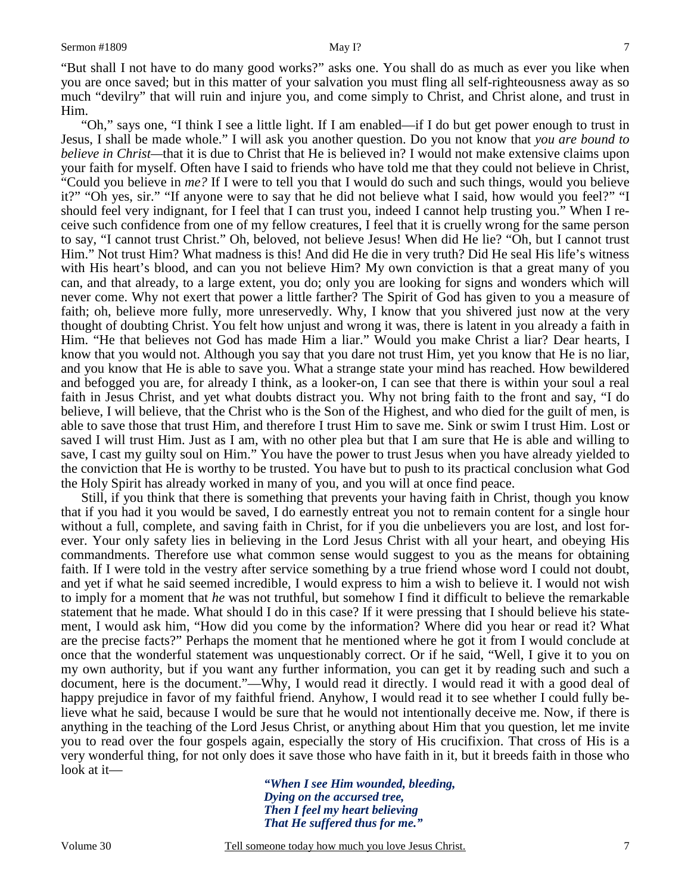"But shall I not have to do many good works?" asks one. You shall do as much as ever you like when you are once saved; but in this matter of your salvation you must fling all self-righteousness away as so much "devilry" that will ruin and injure you, and come simply to Christ, and Christ alone, and trust in Him.

"Oh," says one, "I think I see a little light. If I am enabled—if I do but get power enough to trust in Jesus, I shall be made whole." I will ask you another question. Do you not know that *you are bound to believe in Christ*—that it is due to Christ that He is believed in? I would not make extensive claims upon your faith for myself. Often have I said to friends who have told me that they could not believe in Christ, "Could you believe in *me?* If I were to tell you that I would do such and such things, would you believe it?" "Oh yes, sir." "If anyone were to say that he did not believe what I said, how would you feel?" "I should feel very indignant, for I feel that I can trust you, indeed I cannot help trusting you." When I receive such confidence from one of my fellow creatures, I feel that it is cruelly wrong for the same person to say, "I cannot trust Christ." Oh, beloved, not believe Jesus! When did He lie? "Oh, but I cannot trust Him." Not trust Him? What madness is this! And did He die in very truth? Did He seal His life's witness with His heart's blood, and can you not believe Him? My own conviction is that a great many of you can, and that already, to a large extent, you do; only you are looking for signs and wonders which will never come. Why not exert that power a little farther? The Spirit of God has given to you a measure of faith; oh, believe more fully, more unreservedly. Why, I know that you shivered just now at the very thought of doubting Christ. You felt how unjust and wrong it was, there is latent in you already a faith in Him. "He that believes not God has made Him a liar." Would you make Christ a liar? Dear hearts, I know that you would not. Although you say that you dare not trust Him, yet you know that He is no liar, and you know that He is able to save you. What a strange state your mind has reached. How bewildered and befogged you are, for already I think, as a looker-on, I can see that there is within your soul a real faith in Jesus Christ, and yet what doubts distract you. Why not bring faith to the front and say, "I do believe, I will believe, that the Christ who is the Son of the Highest, and who died for the guilt of men, is able to save those that trust Him, and therefore I trust Him to save me. Sink or swim I trust Him. Lost or saved I will trust Him. Just as I am, with no other plea but that I am sure that He is able and willing to save, I cast my guilty soul on Him." You have the power to trust Jesus when you have already yielded to the conviction that He is worthy to be trusted. You have but to push to its practical conclusion what God the Holy Spirit has already worked in many of you, and you will at once find peace.

Still, if you think that there is something that prevents your having faith in Christ, though you know that if you had it you would be saved, I do earnestly entreat you not to remain content for a single hour without a full, complete, and saving faith in Christ, for if you die unbelievers you are lost, and lost forever. Your only safety lies in believing in the Lord Jesus Christ with all your heart, and obeying His commandments. Therefore use what common sense would suggest to you as the means for obtaining faith. If I were told in the vestry after service something by a true friend whose word I could not doubt, and yet if what he said seemed incredible, I would express to him a wish to believe it. I would not wish to imply for a moment that *he* was not truthful, but somehow I find it difficult to believe the remarkable statement that he made. What should I do in this case? If it were pressing that I should believe his statement, I would ask him, "How did you come by the information? Where did you hear or read it? What are the precise facts?" Perhaps the moment that he mentioned where he got it from I would conclude at once that the wonderful statement was unquestionably correct. Or if he said, "Well, I give it to you on my own authority, but if you want any further information, you can get it by reading such and such a document, here is the document."—Why, I would read it directly. I would read it with a good deal of happy prejudice in favor of my faithful friend. Anyhow, I would read it to see whether I could fully believe what he said, because I would be sure that he would not intentionally deceive me. Now, if there is anything in the teaching of the Lord Jesus Christ, or anything about Him that you question, let me invite you to read over the four gospels again, especially the story of His crucifixion. That cross of His is a very wonderful thing, for not only does it save those who have faith in it, but it breeds faith in those who look at it—

> ***"When I see Him wounded, bleeding,***
> ***Dying on the accursed tree,***
> ***Then I feel my heart believing***
> ***That He suffered thus for me."***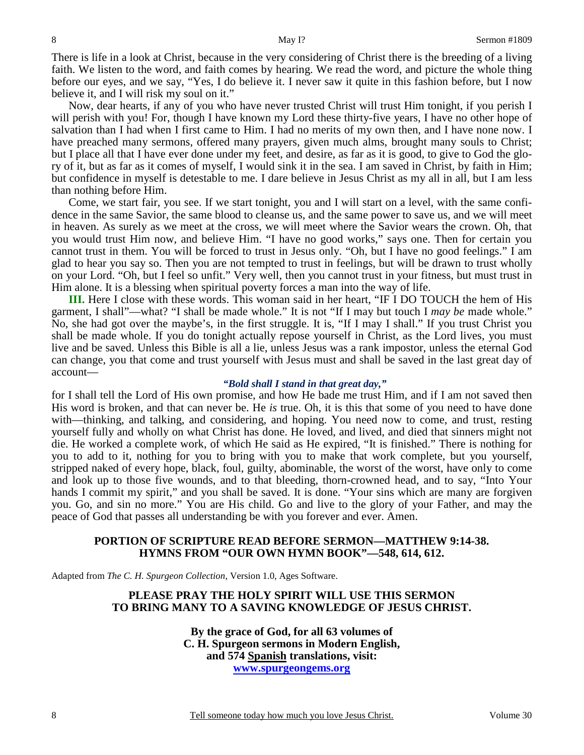There is life in a look at Christ, because in the very considering of Christ there is the breeding of a living faith. We listen to the word, and faith comes by hearing. We read the word, and picture the whole thing before our eyes, and we say, "Yes, I do believe it. I never saw it quite in this fashion before, but I now believe it, and I will risk my soul on it."

Now, dear hearts, if any of you who have never trusted Christ will trust Him tonight, if you perish I will perish with you! For, though I have known my Lord these thirty-five years, I have no other hope of salvation than I had when I first came to Him. I had no merits of my own then, and I have none now. I have preached many sermons, offered many prayers, given much alms, brought many souls to Christ; but I place all that I have ever done under my feet, and desire, as far as it is good, to give to God the glory of it, but as far as it comes of myself, I would sink it in the sea. I am saved in Christ, by faith in Him; but confidence in myself is detestable to me. I dare believe in Jesus Christ as my all in all, but I am less than nothing before Him.

Come, we start fair, you see. If we start tonight, you and I will start on a level, with the same confidence in the same Savior, the same blood to cleanse us, and the same power to save us, and we will meet in heaven. As surely as we meet at the cross, we will meet where the Savior wears the crown. Oh, that you would trust Him now, and believe Him. "I have no good works," says one. Then for certain you cannot trust in them. You will be forced to trust in Jesus only. "Oh, but I have no good feelings." I am glad to hear you say so. Then you are not tempted to trust in feelings, but will be drawn to trust wholly on your Lord. "Oh, but I feel so unfit." Very well, then you cannot trust in your fitness, but must trust in Him alone. It is a blessing when spiritual poverty forces a man into the way of life.

**III.** Here I close with these words. This woman said in her heart, "IF I DO TOUCH the hem of His garment, I shall"—what? "I shall be made whole." It is not "If I may but touch I *may be* made whole." No, she had got over the maybe's, in the first struggle. It is, "If I may I shall." If you trust Christ you shall be made whole. If you do tonight actually repose yourself in Christ, as the Lord lives, you must live and be saved. Unless this Bible is all a lie, unless Jesus was a rank impostor, unless the eternal God can change, you that come and trust yourself with Jesus must and shall be saved in the last great day of account—

*"Bold shall I stand in that great day,"*

for I shall tell the Lord of His own promise, and how He bade me trust Him, and if I am not saved then His word is broken, and that can never be. He *is* true. Oh, it is this that some of you need to have done with—thinking, and talking, and considering, and hoping. You need now to come, and trust, resting yourself fully and wholly on what Christ has done. He loved, and lived, and died that sinners might not die. He worked a complete work, of which He said as He expired, "It is finished." There is nothing for you to add to it, nothing for you to bring with you to make that work complete, but you yourself, stripped naked of every hope, black, foul, guilty, abominable, the worst of the worst, have only to come and look up to those five wounds, and to that bleeding, thorn-crowned head, and to say, "Into Your hands I commit my spirit," and you shall be saved. It is done. "Your sins which are many are forgiven you. Go, and sin no more." You are His child. Go and live to the glory of your Father, and may the peace of God that passes all understanding be with you forever and ever. Amen.

**PORTION OF SCRIPTURE READ BEFORE SERMON—MATTHEW 9:14-38.**
**HYMNS FROM "OUR OWN HYMN BOOK"—548, 614, 612.**

Adapted from *The C. H. Spurgeon Collection*, Version 1.0, Ages Software.

**PLEASE PRAY THE HOLY SPIRIT WILL USE THIS SERMON TO BRING MANY TO A SAVING KNOWLEDGE OF JESUS CHRIST.**

**By the grace of God, for all 63 volumes of C. H. Spurgeon sermons in Modern English, and 574 Spanish translations, visit: www.spurgeongems.org**